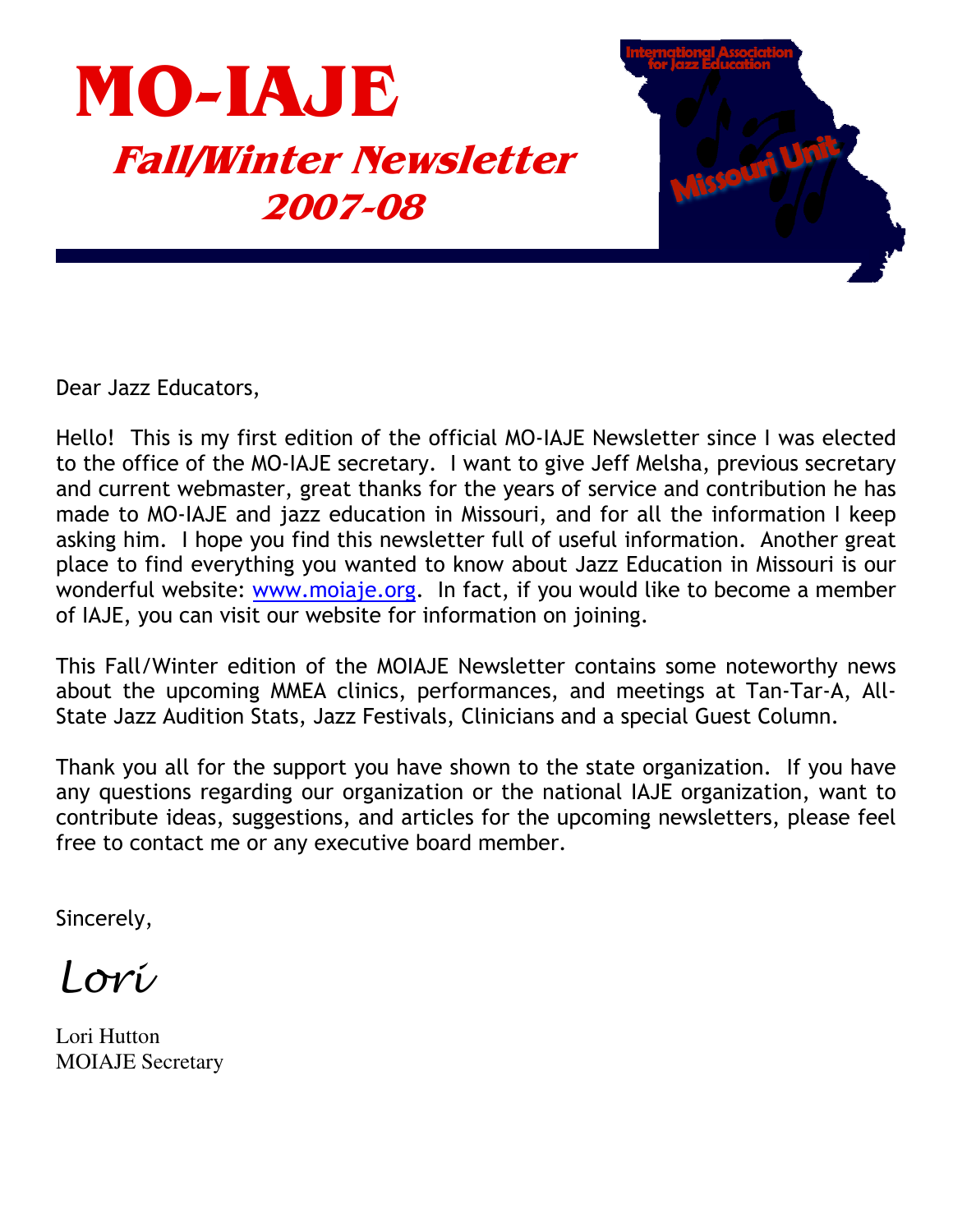# MO-IAJE

## Fall/Winter Newsletter 2007-08

Dear Jazz Educators,

Hello! This is my first edition of the official MO-IAJE Newsletter since I was elected to the office of the MO-IAJE secretary. I want to give Jeff Melsha, previous secretary and current webmaster, great thanks for the years of service and contribution he has made to MO-IAJE and jazz education in Missouri, and for all the information I keep asking him. I hope you find this newsletter full of useful information. Another great place to find everything you wanted to know about Jazz Education in Missouri is our wonderful website: www.moiaje.org. In fact, if you would like to become a member of IAJE, you can visit our website for information on joining.

This Fall/Winter edition of the MOIAJE Newsletter contains some noteworthy news about the upcoming MMEA clinics, performances, and meetings at Tan-Tar-A, All-State Jazz Audition Stats, Jazz Festivals, Clinicians and a special Guest Column.

Thank you all for the support you have shown to the state organization. If you have any questions regarding our organization or the national IAJE organization, want to contribute ideas, suggestions, and articles for the upcoming newsletters, please feel free to contact me or any executive board member.

Sincerely,

*Lori*

Lori Hutton
MOIAJE Secretary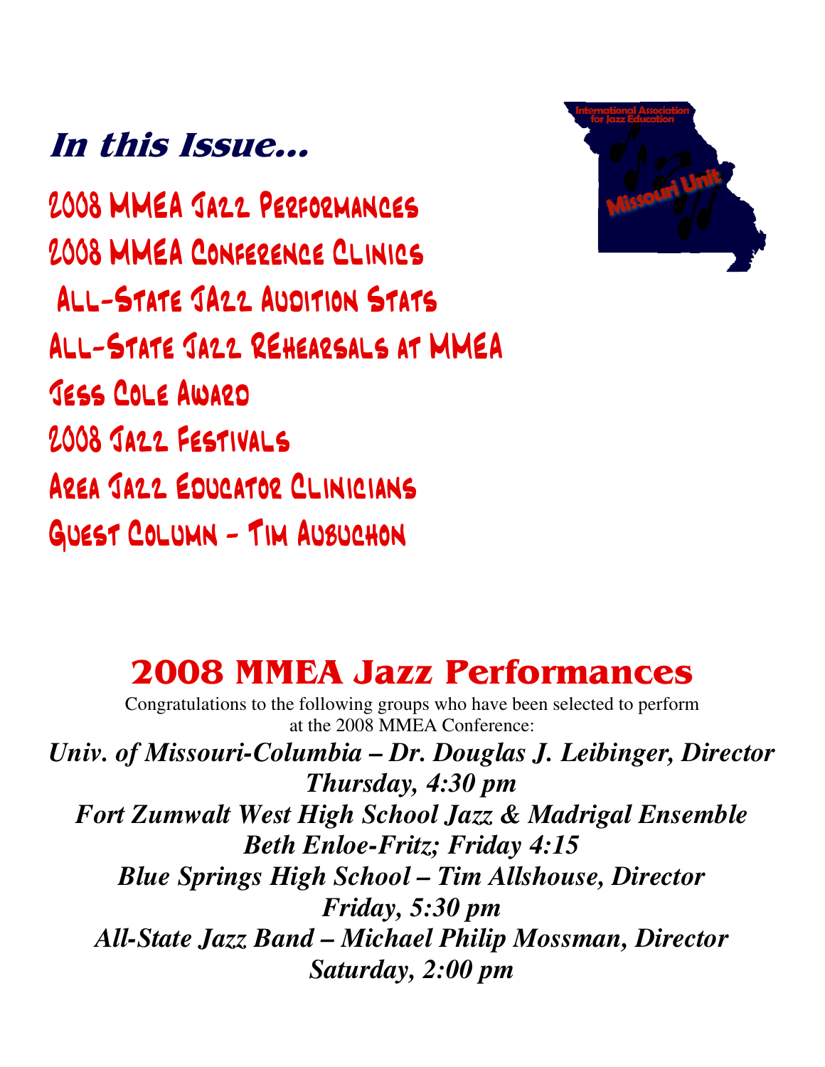## *In this Issue...*

2008 MMEA Jazz Performances

2008 MMEA Conference Clinics

All-State JAzz Audition Stats

All-State Jazz REhearsals at MMEA

Jess Cole Award

2008 Jazz Festivals

Area Jazz Educator Clinicians

Guest Column – Tim Aubuchon

International Association for Jazz Education

Missouri Unit

# 2008 MMEA Jazz Performances

Congratulations to the following groups who have been selected to perform at the 2008 MMEA Conference:

***Univ. of Missouri-Columbia – Dr. Douglas J. Leibinger, Director***
***Thursday, 4:30 pm***

***Fort Zumwalt West High School Jazz & Madrigal Ensemble***
***Beth Enloe-Fritz; Friday 4:15***

***Blue Springs High School – Tim Allshouse, Director***
***Friday, 5:30 pm***

***All-State Jazz Band – Michael Philip Mossman, Director***
***Saturday, 2:00 pm***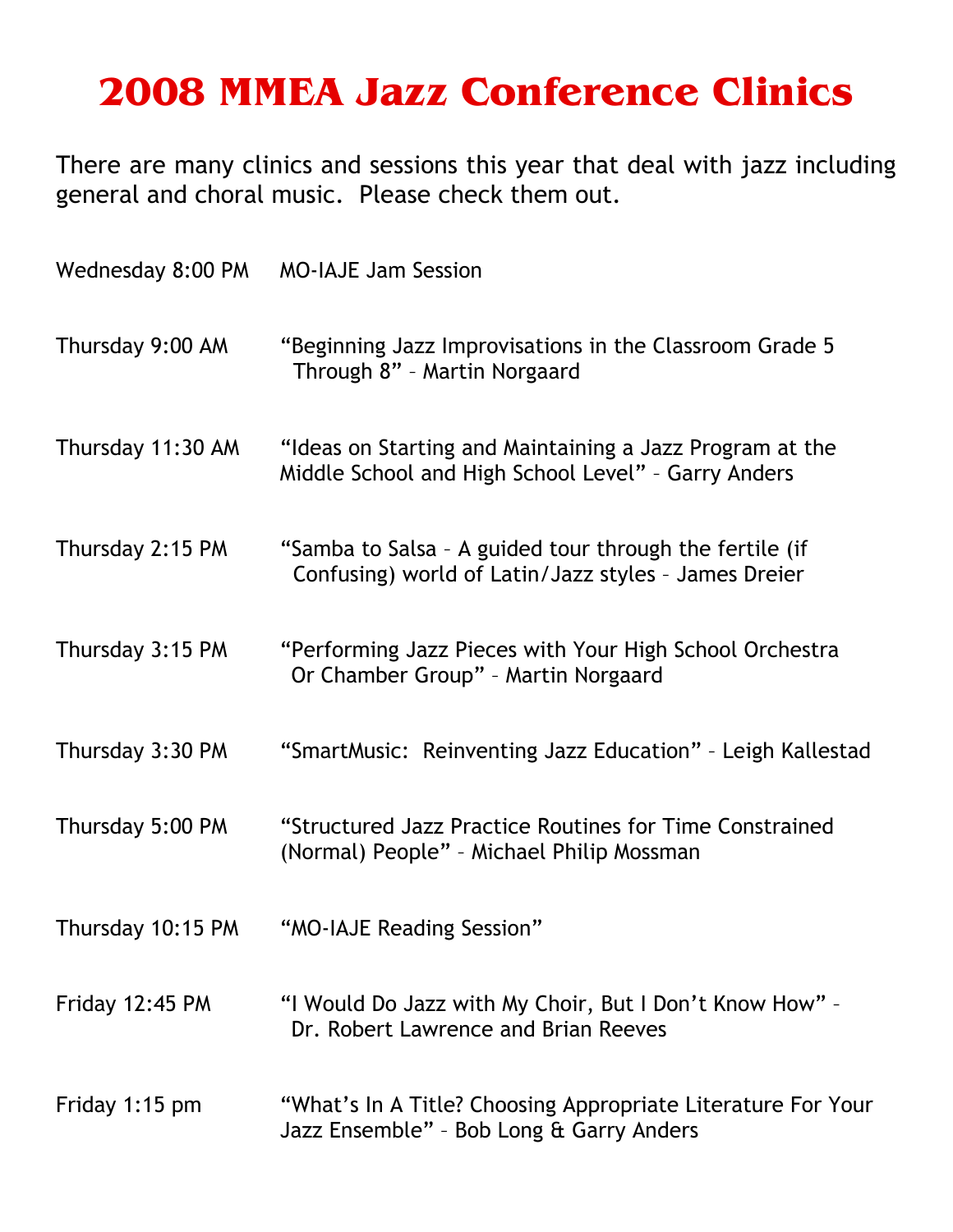# 2008 MMEA Jazz Conference Clinics

There are many clinics and sessions this year that deal with jazz including general and choral music. Please check them out.

| | |
|---|---|
| Wednesday 8:00 PM | MO-IAJE Jam Session |
| Thursday 9:00 AM | "Beginning Jazz Improvisations in the Classroom Grade 5 Through 8" – Martin Norgaard |
| Thursday 11:30 AM | "Ideas on Starting and Maintaining a Jazz Program at the Middle School and High School Level" – Garry Anders |
| Thursday 2:15 PM | "Samba to Salsa – A guided tour through the fertile (if Confusing) world of Latin/Jazz styles – James Dreier |
| Thursday 3:15 PM | "Performing Jazz Pieces with Your High School Orchestra Or Chamber Group" – Martin Norgaard |
| Thursday 3:30 PM | "SmartMusic: Reinventing Jazz Education" – Leigh Kallestad |
| Thursday 5:00 PM | "Structured Jazz Practice Routines for Time Constrained (Normal) People" – Michael Philip Mossman |
| Thursday 10:15 PM | "MO-IAJE Reading Session" |
| Friday 12:45 PM | "I Would Do Jazz with My Choir, But I Don't Know How" – Dr. Robert Lawrence and Brian Reeves |
| Friday 1:15 pm | "What's In A Title? Choosing Appropriate Literature For Your Jazz Ensemble" – Bob Long & Garry Anders |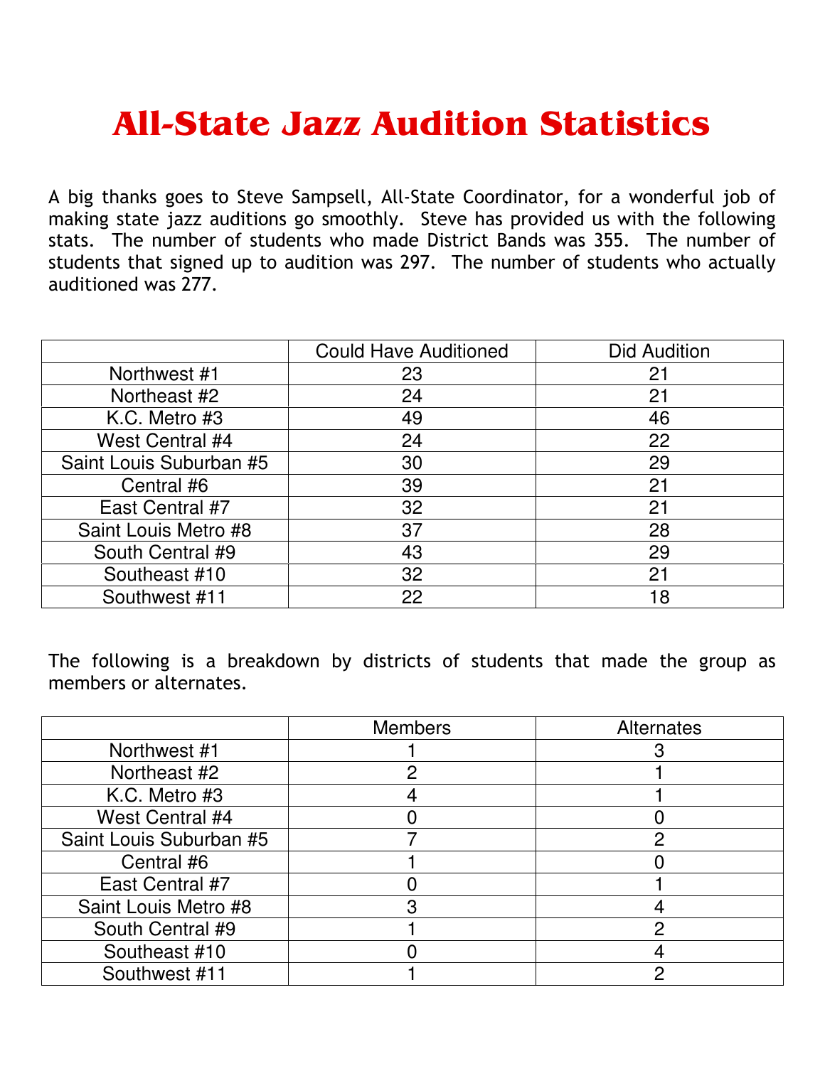# All-State Jazz Audition Statistics

A big thanks goes to Steve Sampsell, All-State Coordinator, for a wonderful job of making state jazz auditions go smoothly. Steve has provided us with the following stats. The number of students who made District Bands was 355. The number of students that signed up to audition was 297. The number of students who actually auditioned was 277.

| | Could Have Auditioned | Did Audition |
|---|---|---|
| Northwest #1 | 23 | 21 |
| Northeast #2 | 24 | 21 |
| K.C. Metro #3 | 49 | 46 |
| West Central #4 | 24 | 22 |
| Saint Louis Suburban #5 | 30 | 29 |
| Central #6 | 39 | 21 |
| East Central #7 | 32 | 21 |
| Saint Louis Metro #8 | 37 | 28 |
| South Central #9 | 43 | 29 |
| Southeast #10 | 32 | 21 |
| Southwest #11 | 22 | 18 |

The following is a breakdown by districts of students that made the group as members or alternates.

| | Members | Alternates |
|---|---|---|
| Northwest #1 | 1 | 3 |
| Northeast #2 | 2 | 1 |
| K.C. Metro #3 | 4 | 1 |
| West Central #4 | 0 | 0 |
| Saint Louis Suburban #5 | 7 | 2 |
| Central #6 | 1 | 0 |
| East Central #7 | 0 | 1 |
| Saint Louis Metro #8 | 3 | 4 |
| South Central #9 | 1 | 2 |
| Southeast #10 | 0 | 4 |
| Southwest #11 | 1 | 2 |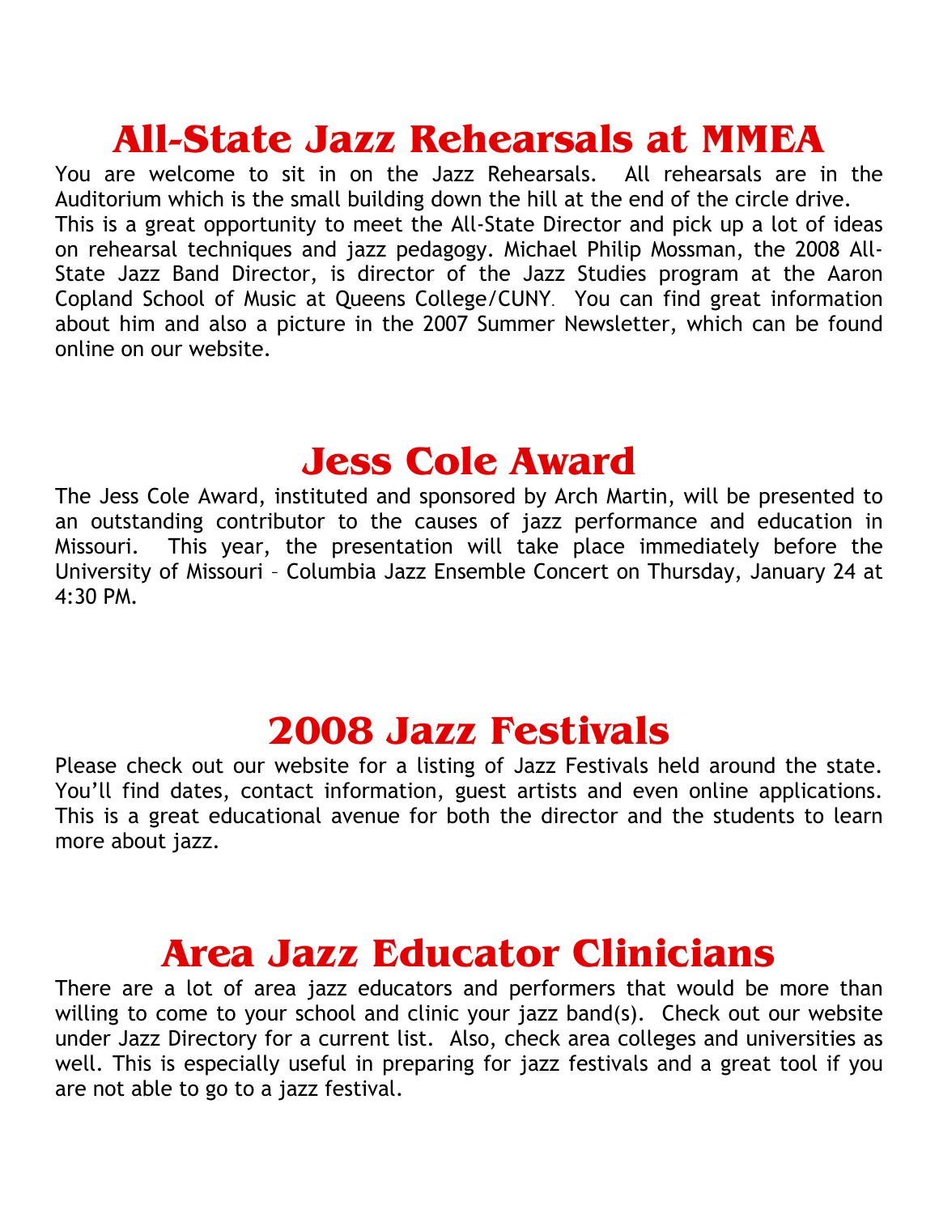# All-State Jazz Rehearsals at MMEA

You are welcome to sit in on the Jazz Rehearsals. All rehearsals are in the Auditorium which is the small building down the hill at the end of the circle drive. This is a great opportunity to meet the All-State Director and pick up a lot of ideas on rehearsal techniques and jazz pedagogy. Michael Philip Mossman, the 2008 All-State Jazz Band Director, is director of the Jazz Studies program at the Aaron Copland School of Music at Queens College/CUNY. You can find great information about him and also a picture in the 2007 Summer Newsletter, which can be found online on our website.

# Jess Cole Award

The Jess Cole Award, instituted and sponsored by Arch Martin, will be presented to an outstanding contributor to the causes of jazz performance and education in Missouri. This year, the presentation will take place immediately before the University of Missouri – Columbia Jazz Ensemble Concert on Thursday, January 24 at 4:30 PM.

# 2008 Jazz Festivals

Please check out our website for a listing of Jazz Festivals held around the state. You'll find dates, contact information, guest artists and even online applications. This is a great educational avenue for both the director and the students to learn more about jazz.

# Area Jazz Educator Clinicians

There are a lot of area jazz educators and performers that would be more than willing to come to your school and clinic your jazz band(s). Check out our website under Jazz Directory for a current list. Also, check area colleges and universities as well. This is especially useful in preparing for jazz festivals and a great tool if you are not able to go to a jazz festival.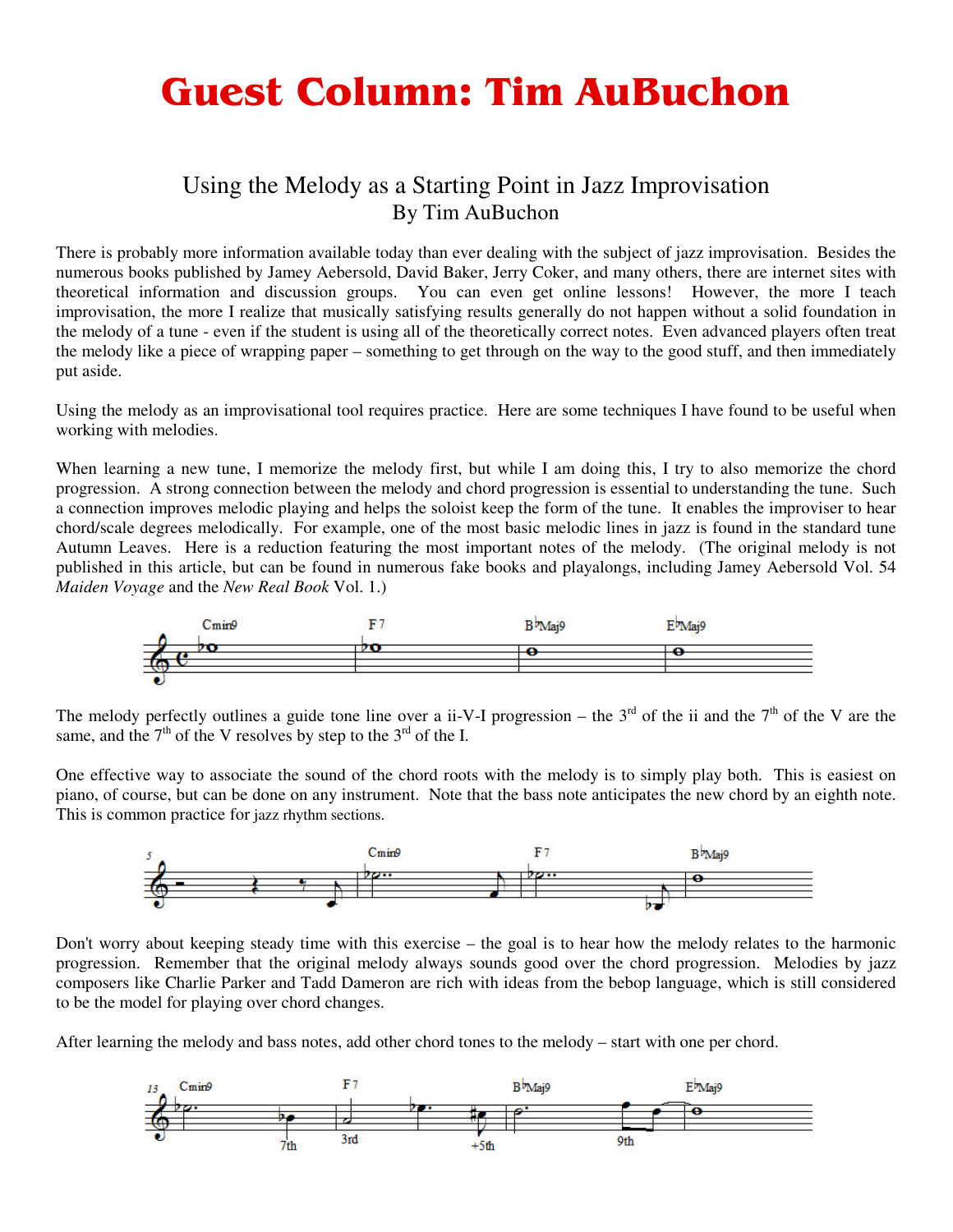# Guest Column: Tim AuBuchon

## Using the Melody as a Starting Point in Jazz Improvisation

By Tim AuBuchon

There is probably more information available today than ever dealing with the subject of jazz improvisation. Besides the numerous books published by Jamey Aebersold, David Baker, Jerry Coker, and many others, there are internet sites with theoretical information and discussion groups. You can even get online lessons! However, the more I teach improvisation, the more I realize that musically satisfying results generally do not happen without a solid foundation in the melody of a tune - even if the student is using all of the theoretically correct notes. Even advanced players often treat the melody like a piece of wrapping paper – something to get through on the way to the good stuff, and then immediately put aside.

Using the melody as an improvisational tool requires practice. Here are some techniques I have found to be useful when working with melodies.

When learning a new tune, I memorize the melody first, but while I am doing this, I try to also memorize the chord progression. A strong connection between the melody and chord progression is essential to understanding the tune. Such a connection improves melodic playing and helps the soloist keep the form of the tune. It enables the improviser to hear chord/scale degrees melodically. For example, one of the most basic melodic lines in jazz is found in the standard tune Autumn Leaves. Here is a reduction featuring the most important notes of the melody. (The original melody is not published in this article, but can be found in numerous fake books and playalongs, including Jamey Aebersold Vol. 54 *Maiden Voyage* and the *New Real Book* Vol. 1.)

The melody perfectly outlines a guide tone line over a ii-V-I progression – the 3rd of the ii and the 7th of the V are the same, and the 7th of the V resolves by step to the 3rd of the I.

One effective way to associate the sound of the chord roots with the melody is to simply play both. This is easiest on piano, of course, but can be done on any instrument. Note that the bass note anticipates the new chord by an eighth note. This is common practice for jazz rhythm sections.

Don't worry about keeping steady time with this exercise – the goal is to hear how the melody relates to the harmonic progression. Remember that the original melody always sounds good over the chord progression. Melodies by jazz composers like Charlie Parker and Tadd Dameron are rich with ideas from the bebop language, which is still considered to be the model for playing over chord changes.

After learning the melody and bass notes, add other chord tones to the melody – start with one per chord.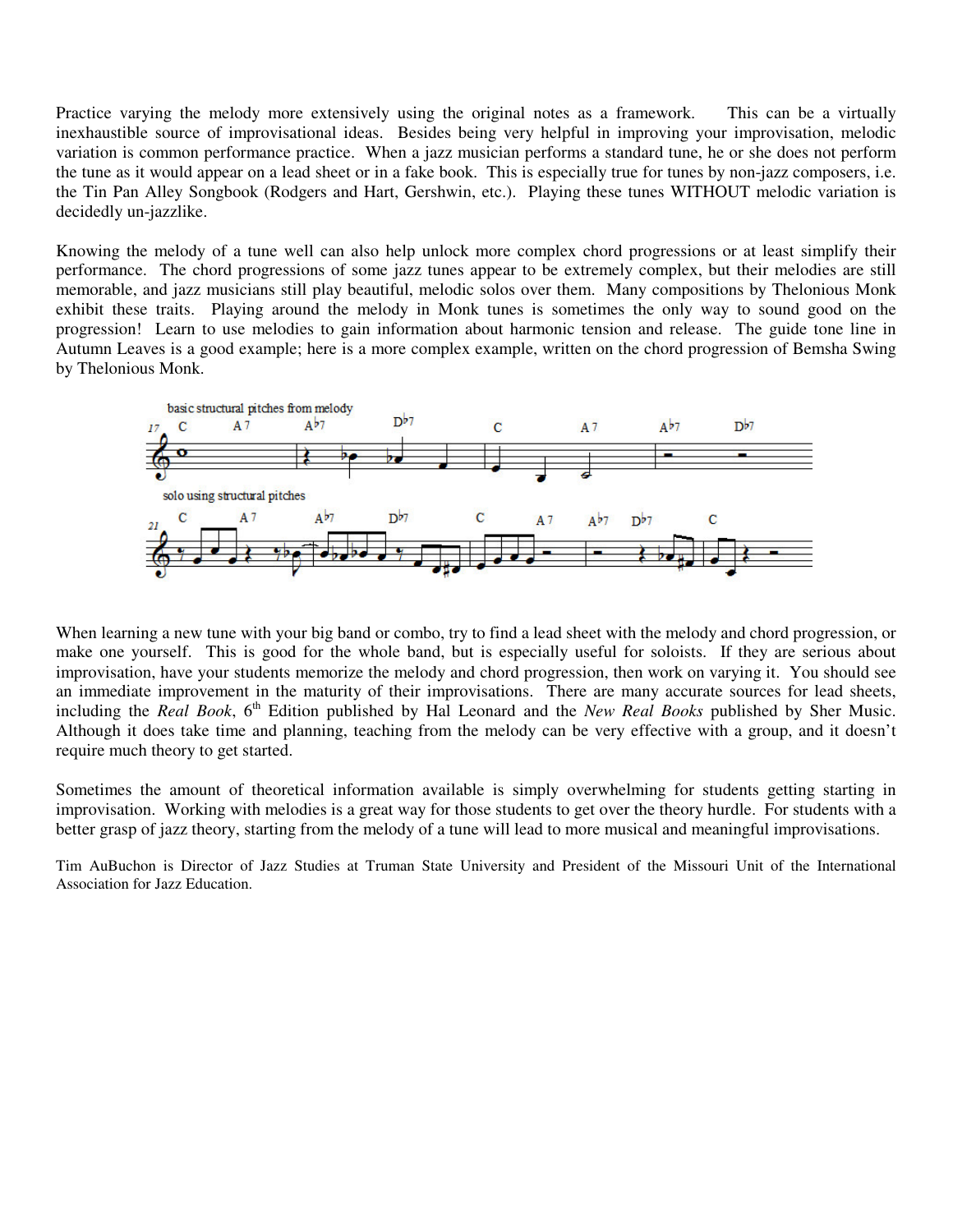Practice varying the melody more extensively using the original notes as a framework. This can be a virtually inexhaustible source of improvisational ideas. Besides being very helpful in improving your improvisation, melodic variation is common performance practice. When a jazz musician performs a standard tune, he or she does not perform the tune as it would appear on a lead sheet or in a fake book. This is especially true for tunes by non-jazz composers, i.e. the Tin Pan Alley Songbook (Rodgers and Hart, Gershwin, etc.). Playing these tunes WITHOUT melodic variation is decidedly un-jazzlike.

Knowing the melody of a tune well can also help unlock more complex chord progressions or at least simplify their performance. The chord progressions of some jazz tunes appear to be extremely complex, but their melodies are still memorable, and jazz musicians still play beautiful, melodic solos over them. Many compositions by Thelonious Monk exhibit these traits. Playing around the melody in Monk tunes is sometimes the only way to sound good on the progression! Learn to use melodies to gain information about harmonic tension and release. The guide tone line in Autumn Leaves is a good example; here is a more complex example, written on the chord progression of Bemsha Swing by Thelonious Monk.

basic structural pitches from melody

17 C A7 A♭7 D♭7 C A7 A♭7 D♭7

solo using structural pitches

21 C A7 A♭7 D♭7 C A7 A♭7 D♭7 C

When learning a new tune with your big band or combo, try to find a lead sheet with the melody and chord progression, or make one yourself. This is good for the whole band, but is especially useful for soloists. If they are serious about improvisation, have your students memorize the melody and chord progression, then work on varying it. You should see an immediate improvement in the maturity of their improvisations. There are many accurate sources for lead sheets, including the *Real Book*, 6th Edition published by Hal Leonard and the *New Real Books* published by Sher Music. Although it does take time and planning, teaching from the melody can be very effective with a group, and it doesn't require much theory to get started.

Sometimes the amount of theoretical information available is simply overwhelming for students getting starting in improvisation. Working with melodies is a great way for those students to get over the theory hurdle. For students with a better grasp of jazz theory, starting from the melody of a tune will lead to more musical and meaningful improvisations.

Tim AuBuchon is Director of Jazz Studies at Truman State University and President of the Missouri Unit of the International Association for Jazz Education.